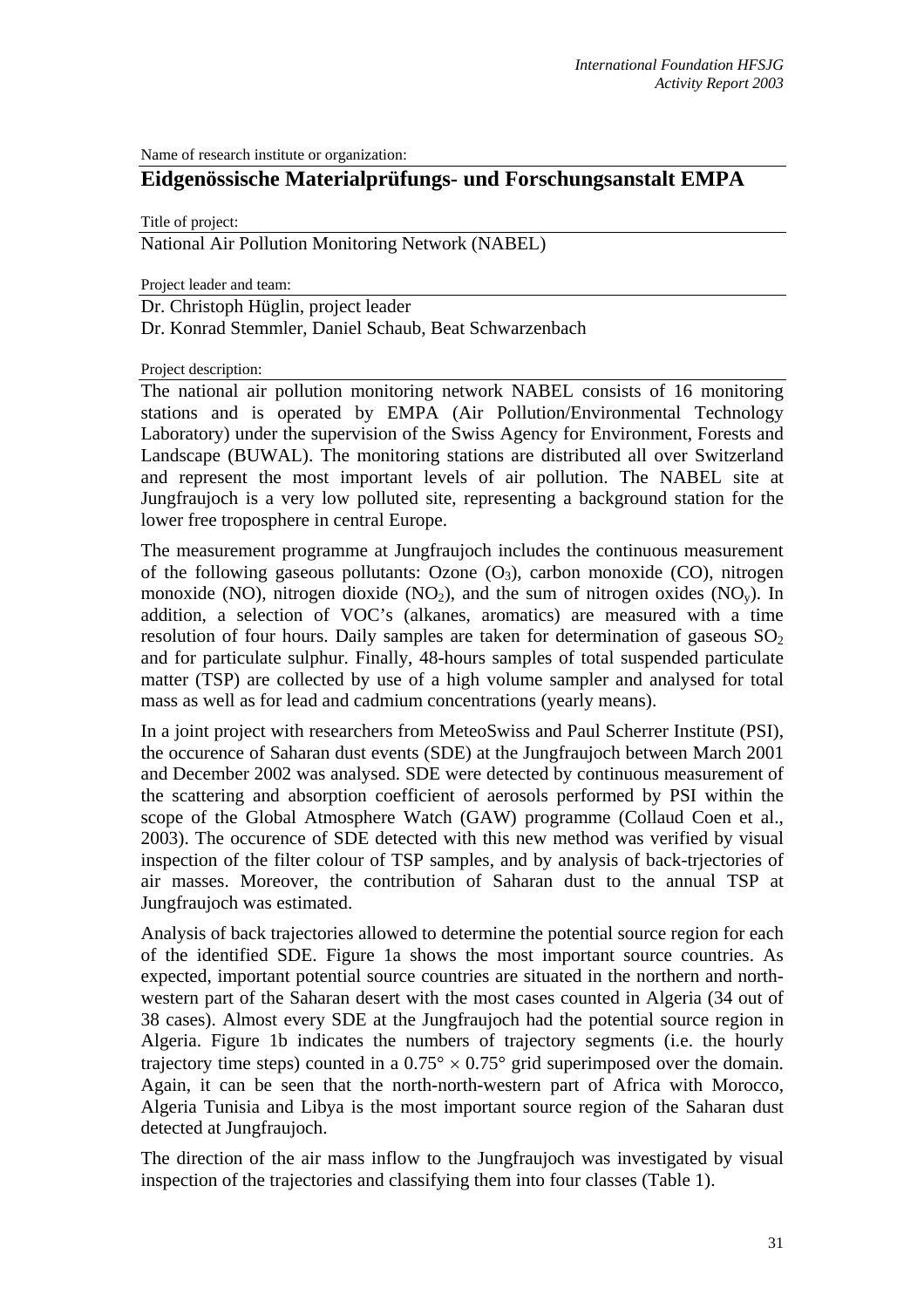Name of research institute or organization:

## Eidgenössische Materialprüfungs- und Forschungsanstalt EMPA

Title of project:

National Air Pollution Monitoring Network (NABEL)

Project leader and team:

Dr. Christoph Hüglin, project leader
Dr. Konrad Stemmler, Daniel Schaub, Beat Schwarzenbach

Project description:

The national air pollution monitoring network NABEL consists of 16 monitoring stations and is operated by EMPA (Air Pollution/Environmental Technology Laboratory) under the supervision of the Swiss Agency for Environment, Forests and Landscape (BUWAL). The monitoring stations are distributed all over Switzerland and represent the most important levels of air pollution. The NABEL site at Jungfraujoch is a very low polluted site, representing a background station for the lower free troposphere in central Europe.

The measurement programme at Jungfraujoch includes the continuous measurement of the following gaseous pollutants: Ozone ($O_3$), carbon monoxide (CO), nitrogen monoxide (NO), nitrogen dioxide ($NO_2$), and the sum of nitrogen oxides ($NO_y$). In addition, a selection of VOC's (alkanes, aromatics) are measured with a time resolution of four hours. Daily samples are taken for determination of gaseous $SO_2$ and for particulate sulphur. Finally, 48-hours samples of total suspended particulate matter (TSP) are collected by use of a high volume sampler and analysed for total mass as well as for lead and cadmium concentrations (yearly means).

In a joint project with researchers from MeteoSwiss and Paul Scherrer Institute (PSI), the occurence of Saharan dust events (SDE) at the Jungfraujoch between March 2001 and December 2002 was analysed. SDE were detected by continuous measurement of the scattering and absorption coefficient of aerosols performed by PSI within the scope of the Global Atmosphere Watch (GAW) programme (Collaud Coen et al., 2003). The occurence of SDE detected with this new method was verified by visual inspection of the filter colour of TSP samples, and by analysis of back-trjectories of air masses. Moreover, the contribution of Saharan dust to the annual TSP at Jungfraujoch was estimated.

Analysis of back trajectories allowed to determine the potential source region for each of the identified SDE. Figure 1a shows the most important source countries. As expected, important potential source countries are situated in the northern and north-western part of the Saharan desert with the most cases counted in Algeria (34 out of 38 cases). Almost every SDE at the Jungfraujoch had the potential source region in Algeria. Figure 1b indicates the numbers of trajectory segments (i.e. the hourly trajectory time steps) counted in a $0.75° \times 0.75°$ grid superimposed over the domain. Again, it can be seen that the north-north-western part of Africa with Morocco, Algeria Tunisia and Libya is the most important source region of the Saharan dust detected at Jungfraujoch.

The direction of the air mass inflow to the Jungfraujoch was investigated by visual inspection of the trajectories and classifying them into four classes (Table 1).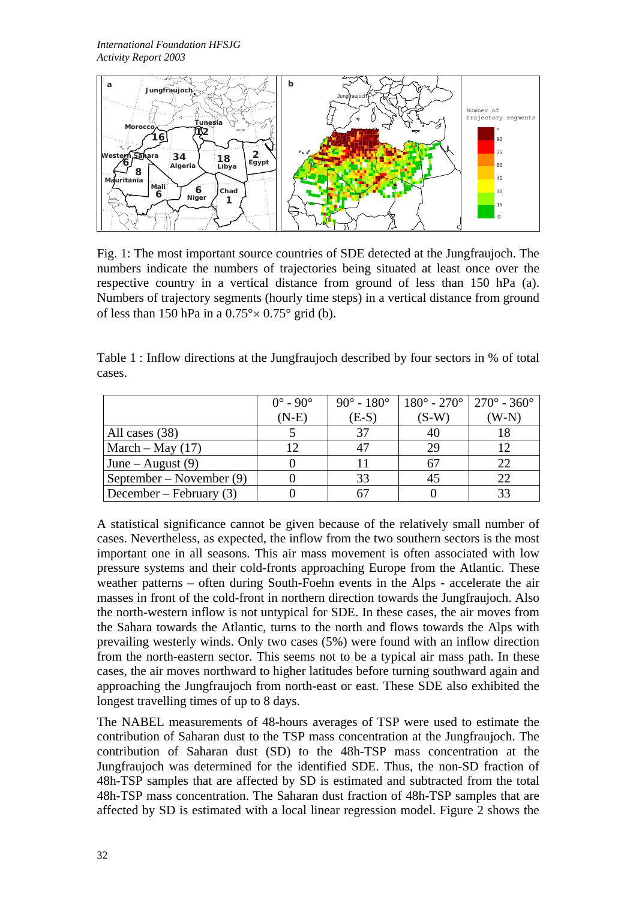Fig. 1: The most important source countries of SDE detected at the Jungfraujoch. The numbers indicate the numbers of trajectories being situated at least once over the respective country in a vertical distance from ground of less than 150 hPa (a). Numbers of trajectory segments (hourly time steps) in a vertical distance from ground of less than 150 hPa in a 0.75°× 0.75° grid (b).

Table 1 : Inflow directions at the Jungfraujoch described by four sectors in % of total cases.

| | 0° - 90° (N-E) | 90° - 180° (E-S) | 180° - 270° (S-W) | 270° - 360° (W-N) |
|---|---|---|---|---|
| All cases (38) | 5 | 37 | 40 | 18 |
| March – May (17) | 12 | 47 | 29 | 12 |
| June – August (9) | 0 | 11 | 67 | 22 |
| September – November (9) | 0 | 33 | 45 | 22 |
| December – February (3) | 0 | 67 | 0 | 33 |

A statistical significance cannot be given because of the relatively small number of cases. Nevertheless, as expected, the inflow from the two southern sectors is the most important one in all seasons. This air mass movement is often associated with low pressure systems and their cold-fronts approaching Europe from the Atlantic. These weather patterns – often during South-Foehn events in the Alps - accelerate the air masses in front of the cold-front in northern direction towards the Jungfraujoch. Also the north-western inflow is not untypical for SDE. In these cases, the air moves from the Sahara towards the Atlantic, turns to the north and flows towards the Alps with prevailing westerly winds. Only two cases (5%) were found with an inflow direction from the north-eastern sector. This seems not to be a typical air mass path. In these cases, the air moves northward to higher latitudes before turning southward again and approaching the Jungfraujoch from north-east or east. These SDE also exhibited the longest travelling times of up to 8 days.

The NABEL measurements of 48-hours averages of TSP were used to estimate the contribution of Saharan dust to the TSP mass concentration at the Jungfraujoch. The contribution of Saharan dust (SD) to the 48h-TSP mass concentration at the Jungfraujoch was determined for the identified SDE. Thus, the non-SD fraction of 48h-TSP samples that are affected by SD is estimated and subtracted from the total 48h-TSP mass concentration. The Saharan dust fraction of 48h-TSP samples that are affected by SD is estimated with a local linear regression model. Figure 2 shows the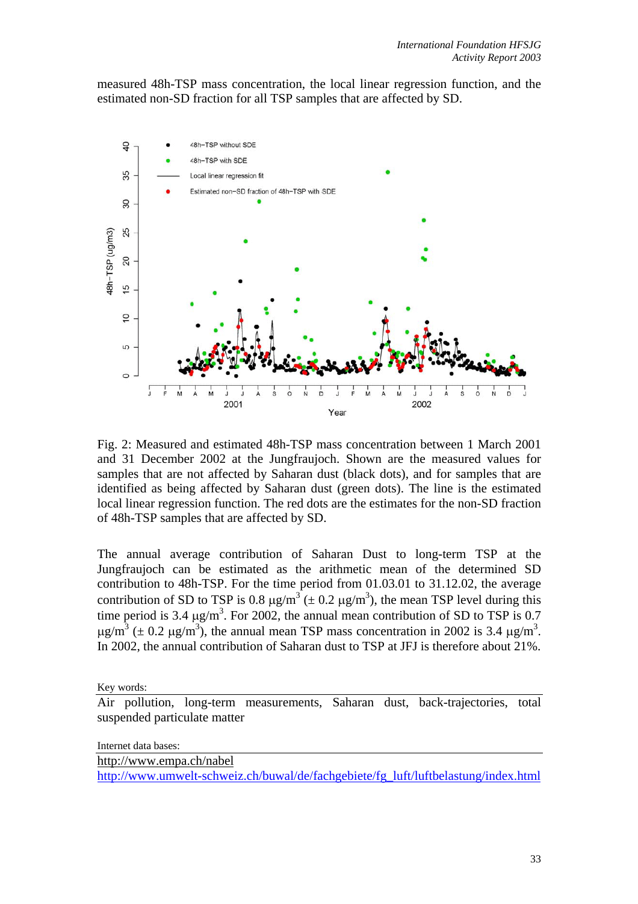measured 48h-TSP mass concentration, the local linear regression function, and the estimated non-SD fraction for all TSP samples that are affected by SD.

Fig. 2: Measured and estimated 48h-TSP mass concentration between 1 March 2001 and 31 December 2002 at the Jungfraujoch. Shown are the measured values for samples that are not affected by Saharan dust (black dots), and for samples that are identified as being affected by Saharan dust (green dots). The line is the estimated local linear regression function. The red dots are the estimates for the non-SD fraction of 48h-TSP samples that are affected by SD.

The annual average contribution of Saharan Dust to long-term TSP at the Jungfraujoch can be estimated as the arithmetic mean of the determined SD contribution to 48h-TSP. For the time period from 01.03.01 to 31.12.02, the average contribution of SD to TSP is 0.8 $\mu g/m^3$ ($\pm$ 0.2 $\mu g/m^3$), the mean TSP level during this time period is 3.4 $\mu g/m^3$. For 2002, the annual mean contribution of SD to TSP is 0.7 $\mu g/m^3$ ($\pm$ 0.2 $\mu g/m^3$), the annual mean TSP mass concentration in 2002 is 3.4 $\mu g/m^3$. In 2002, the annual contribution of Saharan dust to TSP at JFJ is therefore about 21%.

Key words:

Air pollution, long-term measurements, Saharan dust, back-trajectories, total suspended particulate matter

Internet data bases:

http://www.empa.ch/nabel
http://www.umwelt-schweiz.ch/buwal/de/fachgebiete/fg_luft/luftbelastung/index.html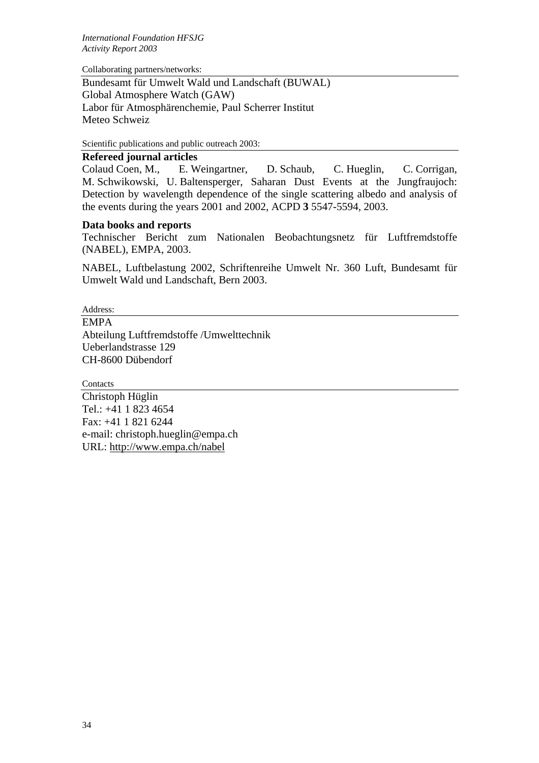Collaborating partners/networks:

Bundesamt für Umwelt Wald und Landschaft (BUWAL)
Global Atmosphere Watch (GAW)
Labor für Atmosphärenchemie, Paul Scherrer Institut
Meteo Schweiz

Scientific publications and public outreach 2003:

**Refereed journal articles**

Colaud Coen, M., E. Weingartner, D. Schaub, C. Hueglin, C. Corrigan, M. Schwikowski, U. Baltensperger, Saharan Dust Events at the Jungfraujoch: Detection by wavelength dependence of the single scattering albedo and analysis of the events during the years 2001 and 2002, ACPD **3** 5547-5594, 2003.

**Data books and reports**

Technischer Bericht zum Nationalen Beobachtungsnetz für Luftfremdstoffe (NABEL), EMPA, 2003.

NABEL, Luftbelastung 2002, Schriftenreihe Umwelt Nr. 360 Luft, Bundesamt für Umwelt Wald und Landschaft, Bern 2003.

Address:

EMPA
Abteilung Luftfremdstoffe /Umwelttechnik
Ueberlandstrasse 129
CH-8600 Dübendorf

Contacts

Christoph Hüglin
Tel.: +41 1 823 4654
Fax: +41 1 821 6244
e-mail: christoph.hueglin@empa.ch
URL: http://www.empa.ch/nabel